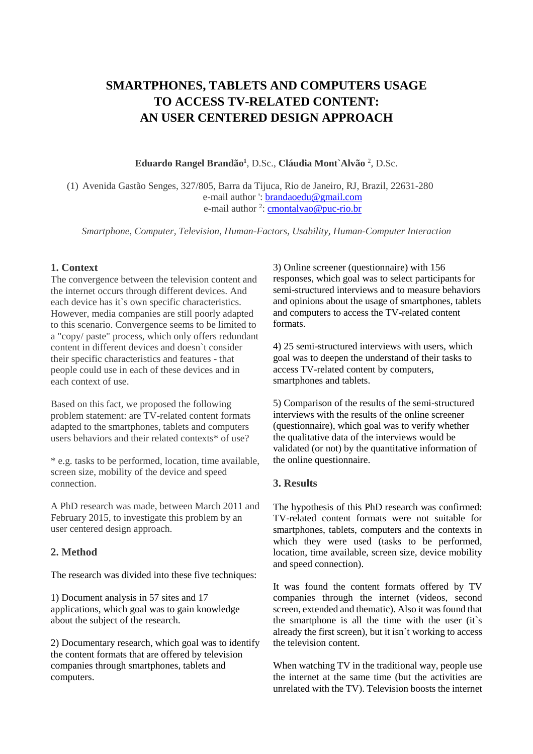# SMARTPHONES, TABLETS AND COMPUTERS USAGE TO ACCESS TV-RELATED CONTENT: AN USER CENTERED DESIGN APPROACH

**Eduardo Rangel Brandão**[1], D.Sc., **Cláudia Mont`Alvão** [2], D.Sc.

(1) Avenida Gastão Senges, 327/805, Barra da Tijuca, Rio de Janeiro, RJ, Brazil, 22631-280
e-mail author ': brandaoedu@gmail.com
e-mail author [2]: cmontalvao@puc-rio.br

*Smartphone, Computer, Television, Human-Factors, Usability, Human-Computer Interaction*

## 1. Context

The convergence between the television content and the internet occurs through different devices. And each device has it`s own specific characteristics. However, media companies are still poorly adapted to this scenario. Convergence seems to be limited to a "copy/ paste" process, which only offers redundant content in different devices and doesn`t consider their specific characteristics and features - that people could use in each of these devices and in each context of use.

Based on this fact, we proposed the following problem statement: are TV-related content formats adapted to the smartphones, tablets and computers users behaviors and their related contexts* of use?

* e.g. tasks to be performed, location, time available, screen size, mobility of the device and speed connection.

A PhD research was made, between March 2011 and February 2015, to investigate this problem by an user centered design approach.

## 2. Method

The research was divided into these five techniques:

1) Document analysis in 57 sites and 17 applications, which goal was to gain knowledge about the subject of the research.

2) Documentary research, which goal was to identify the content formats that are offered by television companies through smartphones, tablets and computers.

3) Online screener (questionnaire) with 156 responses, which goal was to select participants for semi-structured interviews and to measure behaviors and opinions about the usage of smartphones, tablets and computers to access the TV-related content formats.

4) 25 semi-structured interviews with users, which goal was to deepen the understand of their tasks to access TV-related content by computers, smartphones and tablets.

5) Comparison of the results of the semi-structured interviews with the results of the online screener (questionnaire), which goal was to verify whether the qualitative data of the interviews would be validated (or not) by the quantitative information of the online questionnaire.

## 3. Results

The hypothesis of this PhD research was confirmed: TV-related content formats were not suitable for smartphones, tablets, computers and the contexts in which they were used (tasks to be performed, location, time available, screen size, device mobility and speed connection).

It was found the content formats offered by TV companies through the internet (videos, second screen, extended and thematic). Also it was found that the smartphone is all the time with the user (it`s already the first screen), but it isn`t working to access the television content.

When watching TV in the traditional way, people use the internet at the same time (but the activities are unrelated with the TV). Television boosts the internet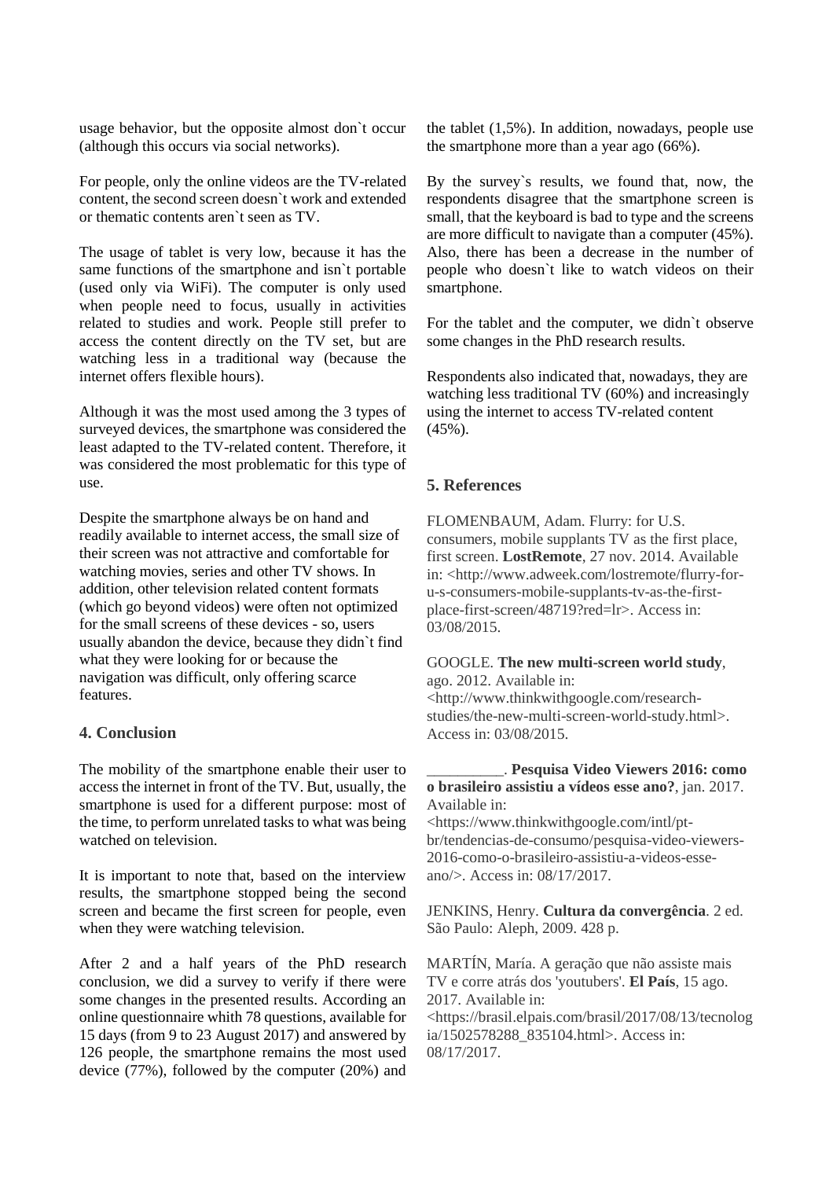usage behavior, but the opposite almost don`t occur (although this occurs via social networks).

For people, only the online videos are the TV-related content, the second screen doesn`t work and extended or thematic contents aren`t seen as TV.

The usage of tablet is very low, because it has the same functions of the smartphone and isn`t portable (used only via WiFi). The computer is only used when people need to focus, usually in activities related to studies and work. People still prefer to access the content directly on the TV set, but are watching less in a traditional way (because the internet offers flexible hours).

Although it was the most used among the 3 types of surveyed devices, the smartphone was considered the least adapted to the TV-related content. Therefore, it was considered the most problematic for this type of use.

Despite the smartphone always be on hand and readily available to internet access, the small size of their screen was not attractive and comfortable for watching movies, series and other TV shows. In addition, other television related content formats (which go beyond videos) were often not optimized for the small screens of these devices - so, users usually abandon the device, because they didn`t find what they were looking for or because the navigation was difficult, only offering scarce features.

## 4. Conclusion

The mobility of the smartphone enable their user to access the internet in front of the TV. But, usually, the smartphone is used for a different purpose: most of the time, to perform unrelated tasks to what was being watched on television.

It is important to note that, based on the interview results, the smartphone stopped being the second screen and became the first screen for people, even when they were watching television.

After 2 and a half years of the PhD research conclusion, we did a survey to verify if there were some changes in the presented results. According an online questionnaire whith 78 questions, available for 15 days (from 9 to 23 August 2017) and answered by 126 people, the smartphone remains the most used device (77%), followed by the computer (20%) and the tablet (1,5%). In addition, nowadays, people use the smartphone more than a year ago (66%).

By the survey`s results, we found that, now, the respondents disagree that the smartphone screen is small, that the keyboard is bad to type and the screens are more difficult to navigate than a computer (45%). Also, there has been a decrease in the number of people who doesn`t like to watch videos on their smartphone.

For the tablet and the computer, we didn`t observe some changes in the PhD research results.

Respondents also indicated that, nowadays, they are watching less traditional TV (60%) and increasingly using the internet to access TV-related content (45%).

## 5. References

FLOMENBAUM, Adam. Flurry: for U.S. consumers, mobile supplants TV as the first place, first screen. **LostRemote**, 27 nov. 2014. Available in: <http://www.adweek.com/lostremote/flurry-for-u-s-consumers-mobile-supplants-tv-as-the-first-place-first-screen/48719?red=lr>. Access in: 03/08/2015.

GOOGLE. **The new multi-screen world study**, ago. 2012. Available in: <http://www.thinkwithgoogle.com/research-studies/the-new-multi-screen-world-study.html>. Access in: 03/08/2015.

__________. **Pesquisa Video Viewers 2016: como o brasileiro assistiu a vídeos esse ano?**, jan. 2017. Available in: <https://www.thinkwithgoogle.com/intl/pt-br/tendencias-de-consumo/pesquisa-video-viewers-2016-como-o-brasileiro-assistiu-a-videos-esse-ano/>. Access in: 08/17/2017.

JENKINS, Henry. **Cultura da convergência**. 2 ed. São Paulo: Aleph, 2009. 428 p.

MARTÍN, María. A geração que não assiste mais TV e corre atrás dos 'youtubers'. **El País**, 15 ago. 2017. Available in: <https://brasil.elpais.com/brasil/2017/08/13/tecnologia/1502578288_835104.html>. Access in: 08/17/2017.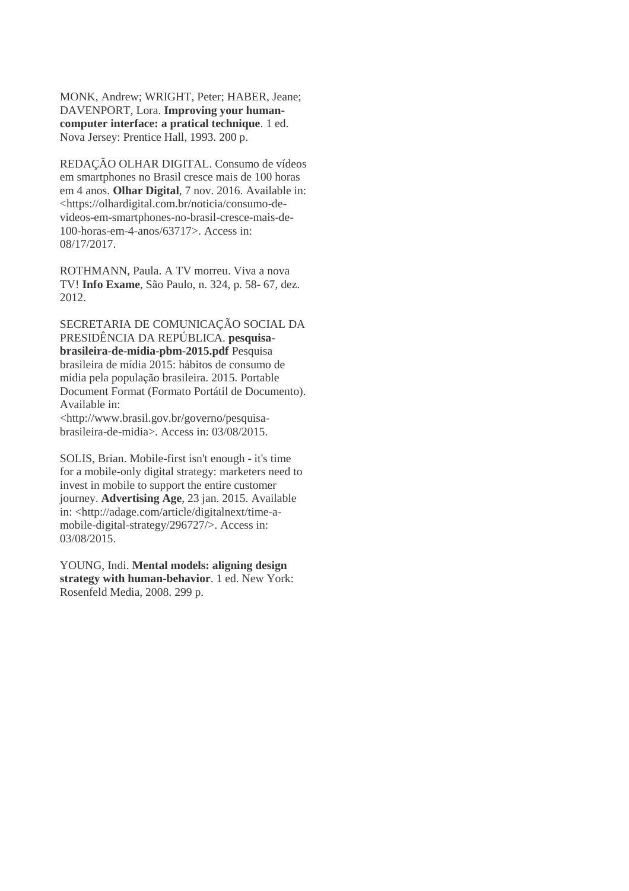MONK, Andrew; WRIGHT, Peter; HABER, Jeane; DAVENPORT, Lora. **Improving your human-computer interface: a pratical technique**. 1 ed. Nova Jersey: Prentice Hall, 1993. 200 p.

REDAÇÃO OLHAR DIGITAL. Consumo de vídeos em smartphones no Brasil cresce mais de 100 horas em 4 anos. **Olhar Digital**, 7 nov. 2016. Available in: <https://olhardigital.com.br/noticia/consumo-de-videos-em-smartphones-no-brasil-cresce-mais-de-100-horas-em-4-anos/63717>. Access in: 08/17/2017.

ROTHMANN, Paula. A TV morreu. Viva a nova TV! **Info Exame**, São Paulo, n. 324, p. 58- 67, dez. 2012.

SECRETARIA DE COMUNICAÇÃO SOCIAL DA PRESIDÊNCIA DA REPÚBLICA. **pesquisa-brasileira-de-midia-pbm-2015.pdf** Pesquisa brasileira de mídia 2015: hábitos de consumo de mídia pela população brasileira. 2015. Portable Document Format (Formato Portátil de Documento). Available in: <http://www.brasil.gov.br/governo/pesquisa-brasileira-de-midia>. Access in: 03/08/2015.

SOLIS, Brian. Mobile-first isn't enough - it's time for a mobile-only digital strategy: marketers need to invest in mobile to support the entire customer journey. **Advertising Age**, 23 jan. 2015. Available in: <http://adage.com/article/digitalnext/time-a-mobile-digital-strategy/296727/>. Access in: 03/08/2015.

YOUNG, Indi. **Mental models: aligning design strategy with human-behavior**. 1 ed. New York: Rosenfeld Media, 2008. 299 p.